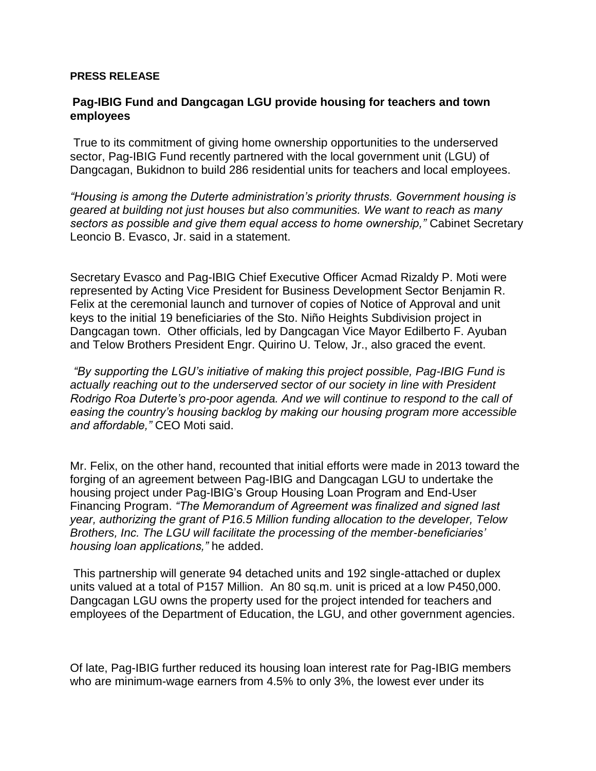**PRESS RELEASE**

## Pag-IBIG Fund and Dangcagan LGU provide housing for teachers and town employees

True to its commitment of giving home ownership opportunities to the underserved sector, Pag-IBIG Fund recently partnered with the local government unit (LGU) of Dangcagan, Bukidnon to build 286 residential units for teachers and local employees.

*"Housing is among the Duterte administration's priority thrusts. Government housing is geared at building not just houses but also communities. We want to reach as many sectors as possible and give them equal access to home ownership,"* Cabinet Secretary Leoncio B. Evasco, Jr. said in a statement.

Secretary Evasco and Pag-IBIG Chief Executive Officer Acmad Rizaldy P. Moti were represented by Acting Vice President for Business Development Sector Benjamin R. Felix at the ceremonial launch and turnover of copies of Notice of Approval and unit keys to the initial 19 beneficiaries of the Sto. Niño Heights Subdivision project in Dangcagan town. Other officials, led by Dangcagan Vice Mayor Edilberto F. Ayuban and Telow Brothers President Engr. Quirino U. Telow, Jr., also graced the event.

*"By supporting the LGU's initiative of making this project possible, Pag-IBIG Fund is actually reaching out to the underserved sector of our society in line with President Rodrigo Roa Duterte's pro-poor agenda. And we will continue to respond to the call of easing the country's housing backlog by making our housing program more accessible and affordable,"* CEO Moti said.

Mr. Felix, on the other hand, recounted that initial efforts were made in 2013 toward the forging of an agreement between Pag-IBIG and Dangcagan LGU to undertake the housing project under Pag-IBIG's Group Housing Loan Program and End-User Financing Program. *"The Memorandum of Agreement was finalized and signed last year, authorizing the grant of P16.5 Million funding allocation to the developer, Telow Brothers, Inc. The LGU will facilitate the processing of the member-beneficiaries' housing loan applications,"* he added.

This partnership will generate 94 detached units and 192 single-attached or duplex units valued at a total of P157 Million. An 80 sq.m. unit is priced at a low P450,000. Dangcagan LGU owns the property used for the project intended for teachers and employees of the Department of Education, the LGU, and other government agencies.

Of late, Pag-IBIG further reduced its housing loan interest rate for Pag-IBIG members who are minimum-wage earners from 4.5% to only 3%, the lowest ever under its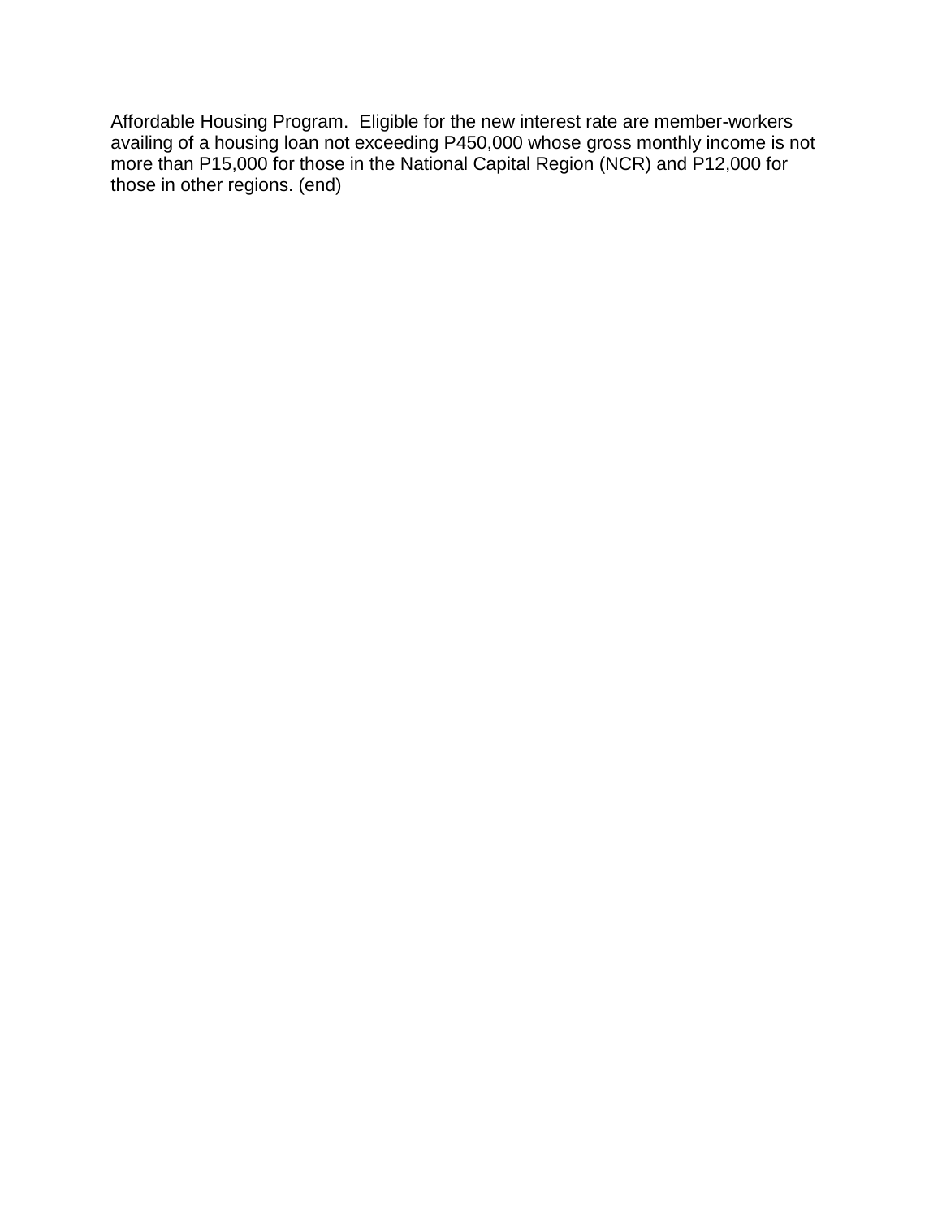Affordable Housing Program. Eligible for the new interest rate are member-workers availing of a housing loan not exceeding P450,000 whose gross monthly income is not more than P15,000 for those in the National Capital Region (NCR) and P12,000 for those in other regions. (end)